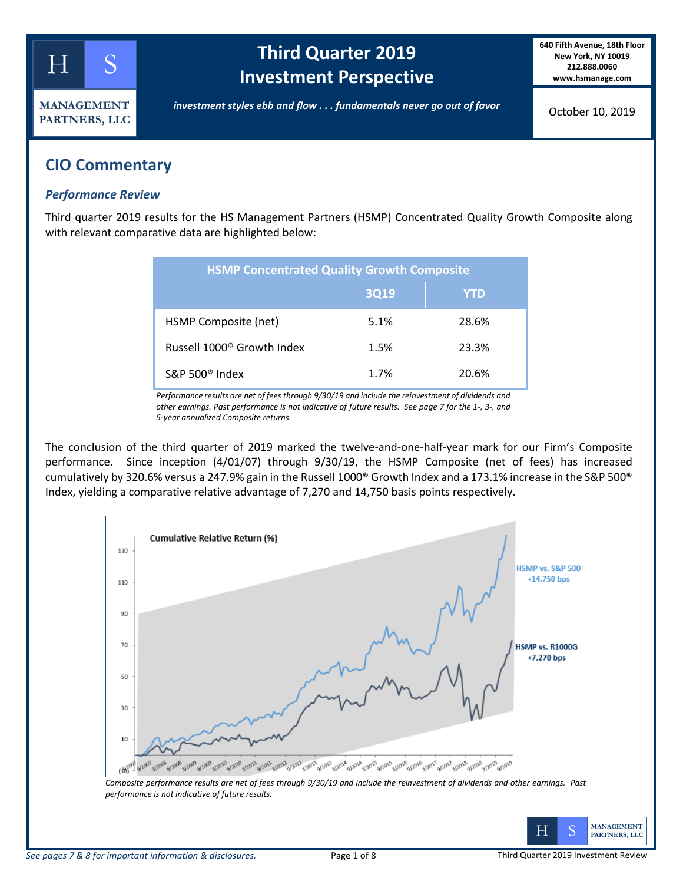# Third Quarter 2019 Investment Perspective

HS MANAGEMENT PARTNERS, LLC

640 Fifth Avenue, 18th Floor
New York, NY 10019
212.888.0060
www.hsmanage.com

*investment styles ebb and flow . . . fundamentals never go out of favor*

October 10, 2019

## CIO Commentary

### *Performance Review*

Third quarter 2019 results for the HS Management Partners (HSMP) Concentrated Quality Growth Composite along with relevant comparative data are highlighted below:

| HSMP Concentrated Quality Growth Composite | | |
|---|---|---|
| | 3Q19 | YTD |
| HSMP Composite (net) | 5.1% | 28.6% |
| Russell 1000® Growth Index | 1.5% | 23.3% |
| S&P 500® Index | 1.7% | 20.6% |

*Performance results are net of fees through 9/30/19 and include the reinvestment of dividends and other earnings. Past performance is not indicative of future results. See page 7 for the 1-, 3-, and 5-year annualized Composite returns.*

The conclusion of the third quarter of 2019 marked the twelve-and-one-half-year mark for our Firm's Composite performance. Since inception (4/01/07) through 9/30/19, the HSMP Composite (net of fees) has increased cumulatively by 320.6% versus a 247.9% gain in the Russell 1000® Growth Index and a 173.1% increase in the S&P 500® Index, yielding a comparative relative advantage of 7,270 and 14,750 basis points respectively.

**Cumulative Relative Return (%)**

HSMP vs. S&P 500 +14,750 bps

HSMP vs. R1000G +7,270 bps

*Composite performance results are net of fees through 9/30/19 and include the reinvestment of dividends and other earnings. Past performance is not indicative of future results.*

*See pages 7 & 8 for important information & disclosures.*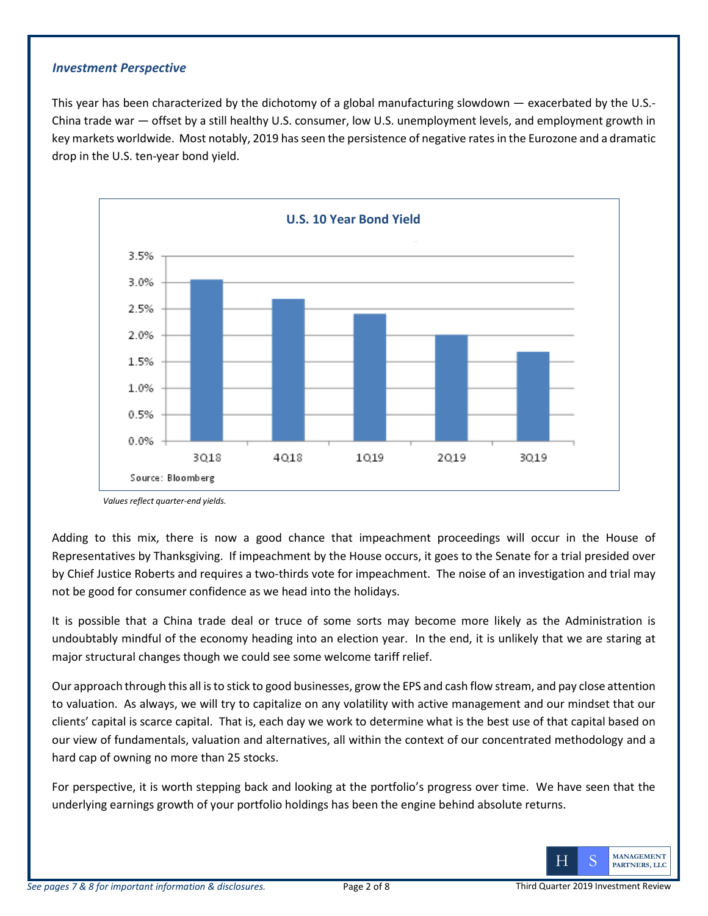### *Investment Perspective*

This year has been characterized by the dichotomy of a global manufacturing slowdown — exacerbated by the U.S.-China trade war — offset by a still healthy U.S. consumer, low U.S. unemployment levels, and employment growth in key markets worldwide. Most notably, 2019 has seen the persistence of negative rates in the Eurozone and a dramatic drop in the U.S. ten-year bond yield.

**U.S. 10 Year Bond Yield**

Source: Bloomberg

*Values reflect quarter-end yields.*

Adding to this mix, there is now a good chance that impeachment proceedings will occur in the House of Representatives by Thanksgiving. If impeachment by the House occurs, it goes to the Senate for a trial presided over by Chief Justice Roberts and requires a two-thirds vote for impeachment. The noise of an investigation and trial may not be good for consumer confidence as we head into the holidays.

It is possible that a China trade deal or truce of some sorts may become more likely as the Administration is undoubtably mindful of the economy heading into an election year. In the end, it is unlikely that we are staring at major structural changes though we could see some welcome tariff relief.

Our approach through this all is to stick to good businesses, grow the EPS and cash flow stream, and pay close attention to valuation. As always, we will try to capitalize on any volatility with active management and our mindset that our clients' capital is scarce capital. That is, each day we work to determine what is the best use of that capital based on our view of fundamentals, valuation and alternatives, all within the context of our concentrated methodology and a hard cap of owning no more than 25 stocks.

For perspective, it is worth stepping back and looking at the portfolio's progress over time. We have seen that the underlying earnings growth of your portfolio holdings has been the engine behind absolute returns.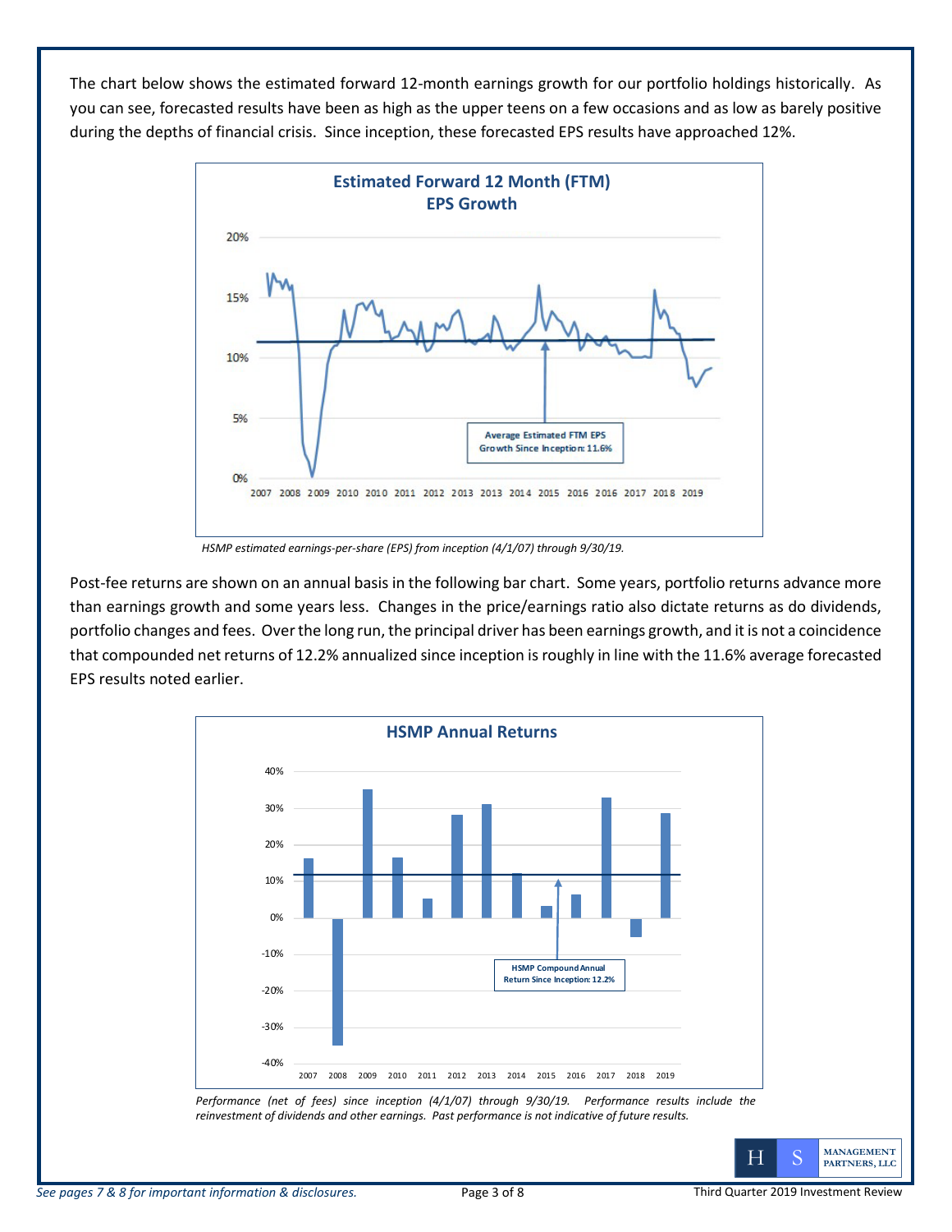The chart below shows the estimated forward 12-month earnings growth for our portfolio holdings historically. As you can see, forecasted results have been as high as the upper teens on a few occasions and as low as barely positive during the depths of financial crisis. Since inception, these forecasted EPS results have approached 12%.

*HSMP estimated earnings-per-share (EPS) from inception (4/1/07) through 9/30/19.*

Post-fee returns are shown on an annual basis in the following bar chart. Some years, portfolio returns advance more than earnings growth and some years less. Changes in the price/earnings ratio also dictate returns as do dividends, portfolio changes and fees. Over the long run, the principal driver has been earnings growth, and it is not a coincidence that compounded net returns of 12.2% annualized since inception is roughly in line with the 11.6% average forecasted EPS results noted earlier.

*Performance (net of fees) since inception (4/1/07) through 9/30/19. Performance results include the reinvestment of dividends and other earnings. Past performance is not indicative of future results.*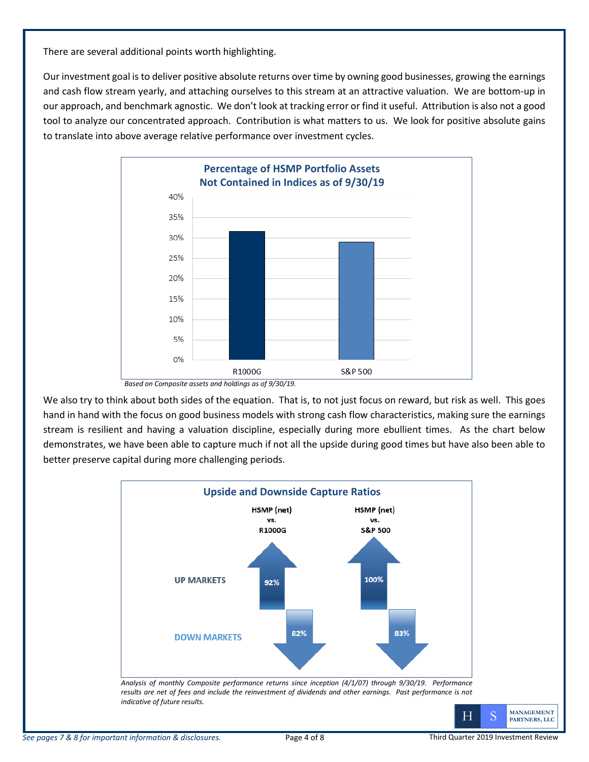There are several additional points worth highlighting.

Our investment goal is to deliver positive absolute returns over time by owning good businesses, growing the earnings and cash flow stream yearly, and attaching ourselves to this stream at an attractive valuation. We are bottom-up in our approach, and benchmark agnostic. We don't look at tracking error or find it useful. Attribution is also not a good tool to analyze our concentrated approach. Contribution is what matters to us. We look for positive absolute gains to translate into above average relative performance over investment cycles.

**Percentage of HSMP Portfolio Assets Not Contained in Indices as of 9/30/19**

| Index | Percentage |
|---|---|
| R1000G | ~32% |
| S&P 500 | ~29% |

*Based on Composite assets and holdings as of 9/30/19.*

We also try to think about both sides of the equation. That is, to not just focus on reward, but risk as well. This goes hand in hand with the focus on good business models with strong cash flow characteristics, making sure the earnings stream is resilient and having a valuation discipline, especially during more ebullient times. As the chart below demonstrates, we have been able to capture much if not all the upside during good times but have also been able to better preserve capital during more challenging periods.

**Upside and Downside Capture Ratios**

| | HSMP (net) vs. R1000G | HSMP (net) vs. S&P 500 |
|---|---|---|
| UP MARKETS | 92% | 100% |
| DOWN MARKETS | 82% | 83% |

*Analysis of monthly Composite performance returns since inception (4/1/07) through 9/30/19. Performance results are net of fees and include the reinvestment of dividends and other earnings. Past performance is not indicative of future results.*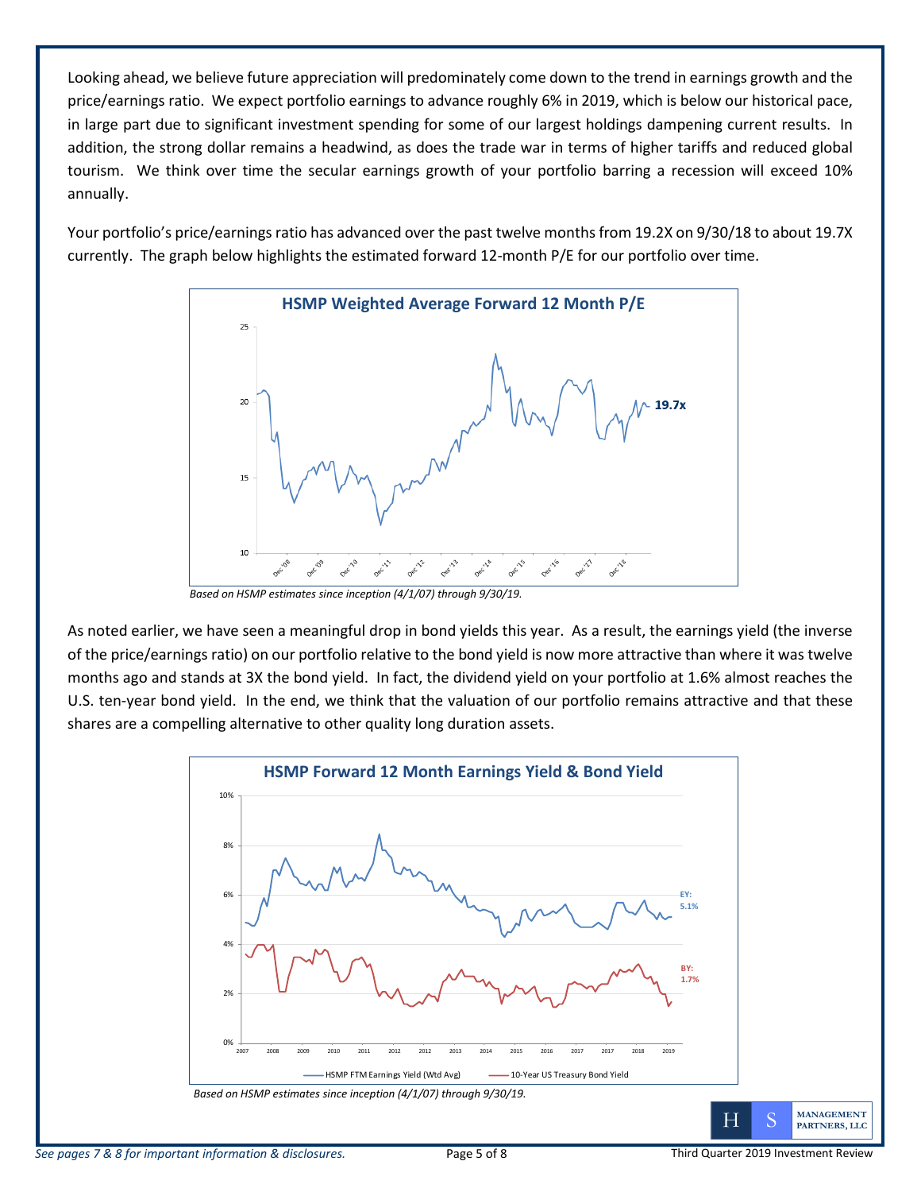Looking ahead, we believe future appreciation will predominately come down to the trend in earnings growth and the price/earnings ratio. We expect portfolio earnings to advance roughly 6% in 2019, which is below our historical pace, in large part due to significant investment spending for some of our largest holdings dampening current results. In addition, the strong dollar remains a headwind, as does the trade war in terms of higher tariffs and reduced global tourism. We think over time the secular earnings growth of your portfolio barring a recession will exceed 10% annually.

Your portfolio's price/earnings ratio has advanced over the past twelve months from 19.2X on 9/30/18 to about 19.7X currently. The graph below highlights the estimated forward 12-month P/E for our portfolio over time.

**HSMP Weighted Average Forward 12 Month P/E**

*Based on HSMP estimates since inception (4/1/07) through 9/30/19.*

As noted earlier, we have seen a meaningful drop in bond yields this year. As a result, the earnings yield (the inverse of the price/earnings ratio) on our portfolio relative to the bond yield is now more attractive than where it was twelve months ago and stands at 3X the bond yield. In fact, the dividend yield on your portfolio at 1.6% almost reaches the U.S. ten-year bond yield. In the end, we think that the valuation of our portfolio remains attractive and that these shares are a compelling alternative to other quality long duration assets.

**HSMP Forward 12 Month Earnings Yield & Bond Yield**

*Based on HSMP estimates since inception (4/1/07) through 9/30/19.*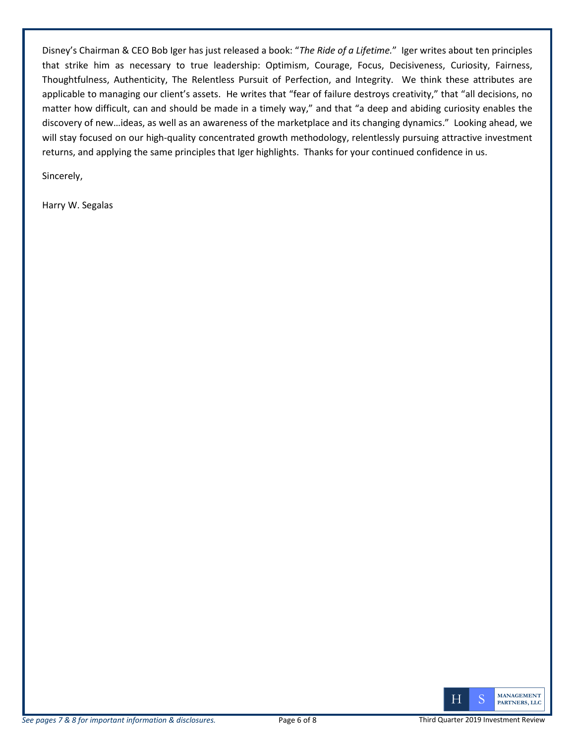Disney's Chairman & CEO Bob Iger has just released a book: "*The Ride of a Lifetime.*" Iger writes about ten principles that strike him as necessary to true leadership: Optimism, Courage, Focus, Decisiveness, Curiosity, Fairness, Thoughtfulness, Authenticity, The Relentless Pursuit of Perfection, and Integrity. We think these attributes are applicable to managing our client's assets. He writes that "fear of failure destroys creativity," that "all decisions, no matter how difficult, can and should be made in a timely way," and that "a deep and abiding curiosity enables the discovery of new…ideas, as well as an awareness of the marketplace and its changing dynamics." Looking ahead, we will stay focused on our high-quality concentrated growth methodology, relentlessly pursuing attractive investment returns, and applying the same principles that Iger highlights. Thanks for your continued confidence in us.

Sincerely,

Harry W. Segalas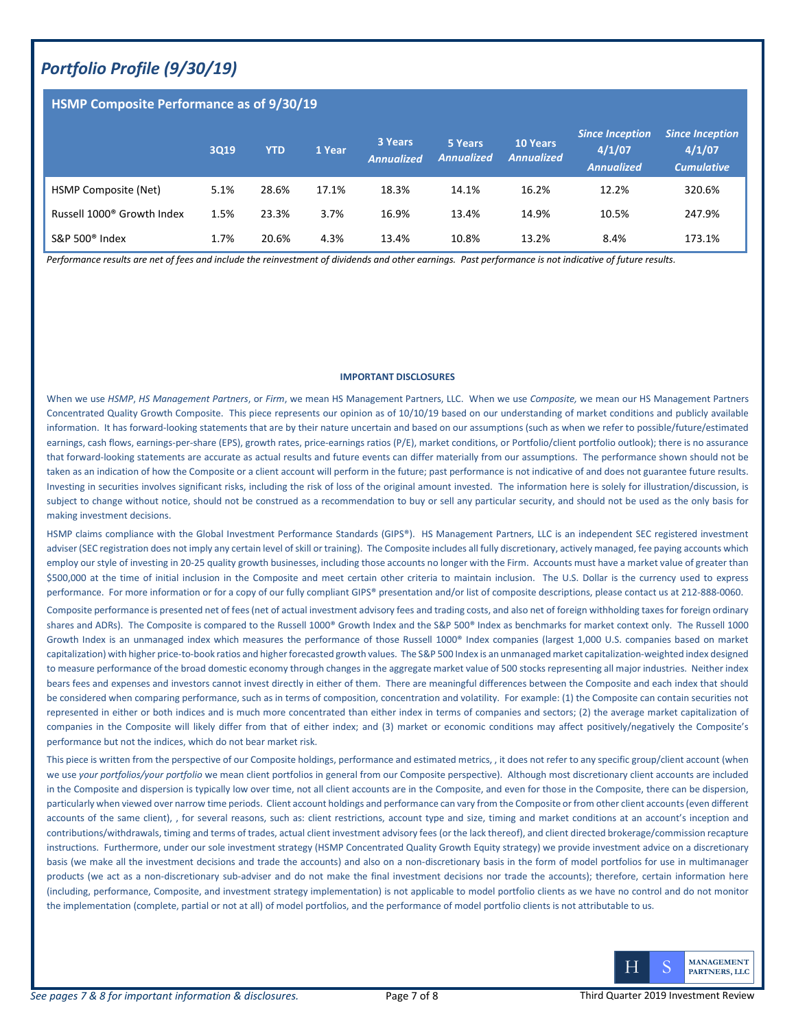## *Portfolio Profile (9/30/19)*

### HSMP Composite Performance as of 9/30/19

| | 3Q19 | YTD | 1 Year | 3 Years *Annualized* | 5 Years *Annualized* | 10 Years *Annualized* | *Since Inception 4/1/07 Annualized* | *Since Inception 4/1/07 Cumulative* |
|---|---|---|---|---|---|---|---|---|
| HSMP Composite (Net) | 5.1% | 28.6% | 17.1% | 18.3% | 14.1% | 16.2% | 12.2% | 320.6% |
| Russell 1000® Growth Index | 1.5% | 23.3% | 3.7% | 16.9% | 13.4% | 14.9% | 10.5% | 247.9% |
| S&P 500® Index | 1.7% | 20.6% | 4.3% | 13.4% | 10.8% | 13.2% | 8.4% | 173.1% |

*Performance results are net of fees and include the reinvestment of dividends and other earnings. Past performance is not indicative of future results.*

**IMPORTANT DISCLOSURES**

When we use *HSMP*, *HS Management Partners*, or *Firm*, we mean HS Management Partners, LLC. When we use *Composite,* we mean our HS Management Partners Concentrated Quality Growth Composite. This piece represents our opinion as of 10/10/19 based on our understanding of market conditions and publicly available information. It has forward-looking statements that are by their nature uncertain and based on our assumptions (such as when we refer to possible/future/estimated earnings, cash flows, earnings-per-share (EPS), growth rates, price-earnings ratios (P/E), market conditions, or Portfolio/client portfolio outlook); there is no assurance that forward-looking statements are accurate as actual results and future events can differ materially from our assumptions. The performance shown should not be taken as an indication of how the Composite or a client account will perform in the future; past performance is not indicative of and does not guarantee future results. Investing in securities involves significant risks, including the risk of loss of the original amount invested. The information here is solely for illustration/discussion, is subject to change without notice, should not be construed as a recommendation to buy or sell any particular security, and should not be used as the only basis for making investment decisions.

HSMP claims compliance with the Global Investment Performance Standards (GIPS®). HS Management Partners, LLC is an independent SEC registered investment adviser (SEC registration does not imply any certain level of skill or training). The Composite includes all fully discretionary, actively managed, fee paying accounts which employ our style of investing in 20-25 quality growth businesses, including those accounts no longer with the Firm. Accounts must have a market value of greater than $500,000 at the time of initial inclusion in the Composite and meet certain other criteria to maintain inclusion. The U.S. Dollar is the currency used to express performance. For more information or for a copy of our fully compliant GIPS® presentation and/or list of composite descriptions, please contact us at 212-888-0060.

Composite performance is presented net of fees (net of actual investment advisory fees and trading costs, and also net of foreign withholding taxes for foreign ordinary shares and ADRs). The Composite is compared to the Russell 1000® Growth Index and the S&P 500® Index as benchmarks for market context only. The Russell 1000 Growth Index is an unmanaged index which measures the performance of those Russell 1000® Index companies (largest 1,000 U.S. companies based on market capitalization) with higher price-to-book ratios and higher forecasted growth values. The S&P 500 Index is an unmanaged market capitalization-weighted index designed to measure performance of the broad domestic economy through changes in the aggregate market value of 500 stocks representing all major industries. Neither index bears fees and expenses and investors cannot invest directly in either of them. There are meaningful differences between the Composite and each index that should be considered when comparing performance, such as in terms of composition, concentration and volatility. For example: (1) the Composite can contain securities not represented in either or both indices and is much more concentrated than either index in terms of companies and sectors; (2) the average market capitalization of companies in the Composite will likely differ from that of either index; and (3) market or economic conditions may affect positively/negatively the Composite's performance but not the indices, which do not bear market risk.

This piece is written from the perspective of our Composite holdings, performance and estimated metrics, , it does not refer to any specific group/client account (when we use *your portfolios/your portfolio* we mean client portfolios in general from our Composite perspective). Although most discretionary client accounts are included in the Composite and dispersion is typically low over time, not all client accounts are in the Composite, and even for those in the Composite, there can be dispersion, particularly when viewed over narrow time periods. Client account holdings and performance can vary from the Composite or from other client accounts (even different accounts of the same client), , for several reasons, such as: client restrictions, account type and size, timing and market conditions at an account's inception and contributions/withdrawals, timing and terms of trades, actual client investment advisory fees (or the lack thereof), and client directed brokerage/commission recapture instructions. Furthermore, under our sole investment strategy (HSMP Concentrated Quality Growth Equity strategy) we provide investment advice on a discretionary basis (we make all the investment decisions and trade the accounts) and also on a non-discretionary basis in the form of model portfolios for use in multimanager products (we act as a non-discretionary sub-adviser and do not make the final investment decisions nor trade the accounts); therefore, certain information here (including, performance, Composite, and investment strategy implementation) is not applicable to model portfolio clients as we have no control and do not monitor the implementation (complete, partial or not at all) of model portfolios, and the performance of model portfolio clients is not attributable to us.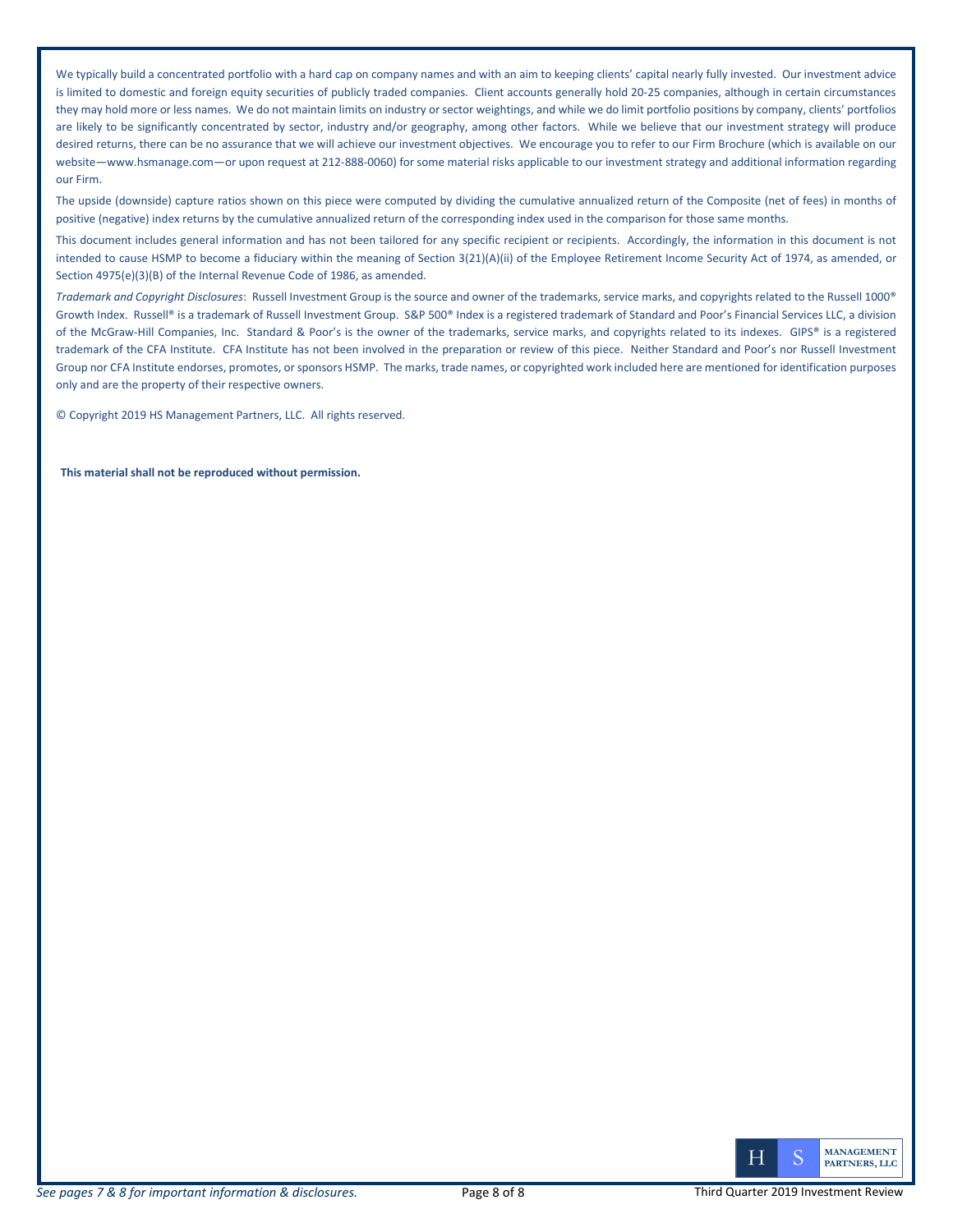We typically build a concentrated portfolio with a hard cap on company names and with an aim to keeping clients' capital nearly fully invested. Our investment advice is limited to domestic and foreign equity securities of publicly traded companies. Client accounts generally hold 20-25 companies, although in certain circumstances they may hold more or less names. We do not maintain limits on industry or sector weightings, and while we do limit portfolio positions by company, clients' portfolios are likely to be significantly concentrated by sector, industry and/or geography, among other factors. While we believe that our investment strategy will produce desired returns, there can be no assurance that we will achieve our investment objectives. We encourage you to refer to our Firm Brochure (which is available on our website—www.hsmanage.com—or upon request at 212-888-0060) for some material risks applicable to our investment strategy and additional information regarding our Firm.

The upside (downside) capture ratios shown on this piece were computed by dividing the cumulative annualized return of the Composite (net of fees) in months of positive (negative) index returns by the cumulative annualized return of the corresponding index used in the comparison for those same months.

This document includes general information and has not been tailored for any specific recipient or recipients. Accordingly, the information in this document is not intended to cause HSMP to become a fiduciary within the meaning of Section 3(21)(A)(ii) of the Employee Retirement Income Security Act of 1974, as amended, or Section 4975(e)(3)(B) of the Internal Revenue Code of 1986, as amended.

*Trademark and Copyright Disclosures*: Russell Investment Group is the source and owner of the trademarks, service marks, and copyrights related to the Russell 1000® Growth Index. Russell® is a trademark of Russell Investment Group. S&P 500® Index is a registered trademark of Standard and Poor's Financial Services LLC, a division of the McGraw-Hill Companies, Inc. Standard & Poor's is the owner of the trademarks, service marks, and copyrights related to its indexes. GIPS® is a registered trademark of the CFA Institute. CFA Institute has not been involved in the preparation or review of this piece. Neither Standard and Poor's nor Russell Investment Group nor CFA Institute endorses, promotes, or sponsors HSMP. The marks, trade names, or copyrighted work included here are mentioned for identification purposes only and are the property of their respective owners.

© Copyright 2019 HS Management Partners, LLC. All rights reserved.

**This material shall not be reproduced without permission.**